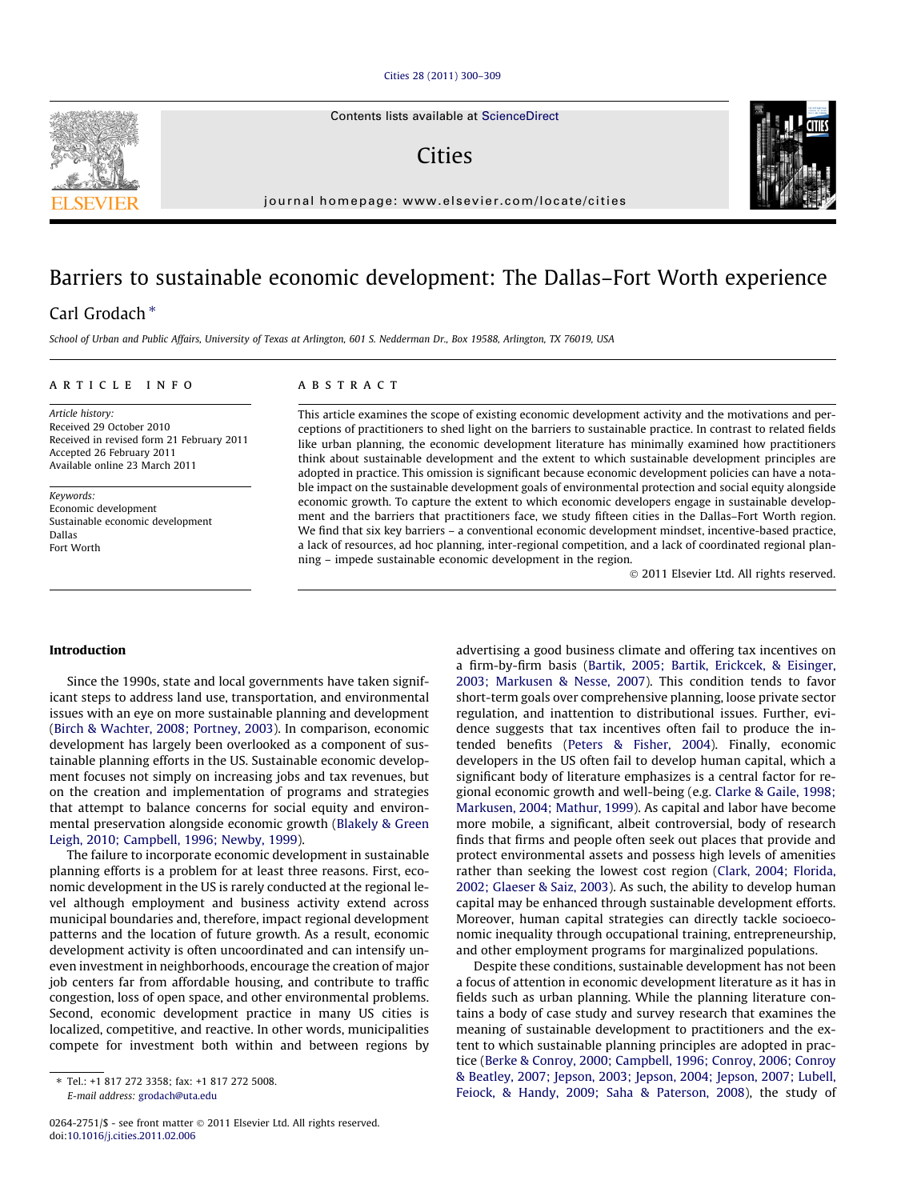# Barriers to sustainable economic development: The Dallas–Fort Worth experience

Carl Grodach *

*School of Urban and Public Affairs, University of Texas at Arlington, 601 S. Nedderman Dr., Box 19588, Arlington, TX 76019, USA*

**ARTICLE INFO**

*Article history:*
Received 29 October 2010
Received in revised form 21 February 2011
Accepted 26 February 2011
Available online 23 March 2011

*Keywords:*
Economic development
Sustainable economic development
Dallas
Fort Worth

**ABSTRACT**

This article examines the scope of existing economic development activity and the motivations and perceptions of practitioners to shed light on the barriers to sustainable practice. In contrast to related fields like urban planning, the economic development literature has minimally examined how practitioners think about sustainable development and the extent to which sustainable development principles are adopted in practice. This omission is significant because economic development policies can have a notable impact on the sustainable development goals of environmental protection and social equity alongside economic growth. To capture the extent to which economic developers engage in sustainable development and the barriers that practitioners face, we study fifteen cities in the Dallas–Fort Worth region. We find that six key barriers – a conventional economic development mindset, incentive-based practice, a lack of resources, ad hoc planning, inter-regional competition, and a lack of coordinated regional planning – impede sustainable economic development in the region.

© 2011 Elsevier Ltd. All rights reserved.

## Introduction

Since the 1990s, state and local governments have taken significant steps to address land use, transportation, and environmental issues with an eye on more sustainable planning and development (Birch & Wachter, 2008; Portney, 2003). In comparison, economic development has largely been overlooked as a component of sustainable planning efforts in the US. Sustainable economic development focuses not simply on increasing jobs and tax revenues, but on the creation and implementation of programs and strategies that attempt to balance concerns for social equity and environmental preservation alongside economic growth (Blakely & Green Leigh, 2010; Campbell, 1996; Newby, 1999).

The failure to incorporate economic development in sustainable planning efforts is a problem for at least three reasons. First, economic development in the US is rarely conducted at the regional level although employment and business activity extend across municipal boundaries and, therefore, impact regional development patterns and the location of future growth. As a result, economic development activity is often uncoordinated and can intensify uneven investment in neighborhoods, encourage the creation of major job centers far from affordable housing, and contribute to traffic congestion, loss of open space, and other environmental problems. Second, economic development practice in many US cities is localized, competitive, and reactive. In other words, municipalities compete for investment both within and between regions by advertising a good business climate and offering tax incentives on a firm-by-firm basis (Bartik, 2005; Bartik, Erickcek, & Eisinger, 2003; Markusen & Nesse, 2007). This condition tends to favor short-term goals over comprehensive planning, loose private sector regulation, and inattention to distributional issues. Further, evidence suggests that tax incentives often fail to produce the intended benefits (Peters & Fisher, 2004). Finally, economic developers in the US often fail to develop human capital, which a significant body of literature emphasizes is a central factor for regional economic growth and well-being (e.g. Clarke & Gaile, 1998; Markusen, 2004; Mathur, 1999). As capital and labor have become more mobile, a significant, albeit controversial, body of research finds that firms and people often seek out places that provide and protect environmental assets and possess high levels of amenities rather than seeking the lowest cost region (Clark, 2004; Florida, 2002; Glaeser & Saiz, 2003). As such, the ability to develop human capital may be enhanced through sustainable development efforts. Moreover, human capital strategies can directly tackle socioeconomic inequality through occupational training, entrepreneurship, and other employment programs for marginalized populations.

Despite these conditions, sustainable development has not been a focus of attention in economic development literature as it has in fields such as urban planning. While the planning literature contains a body of case study and survey research that examines the meaning of sustainable development to practitioners and the extent to which sustainable planning principles are adopted in practice (Berke & Conroy, 2000; Campbell, 1996; Conroy, 2006; Conroy & Beatley, 2007; Jepson, 2003; Jepson, 2004; Jepson, 2007; Lubell, Feiock, & Handy, 2009; Saha & Paterson, 2008), the study of

* Tel.: +1 817 272 3358; fax: +1 817 272 5008.
E-mail address: grodach@uta.edu

0264-2751/$ - see front matter © 2011 Elsevier Ltd. All rights reserved.
doi:10.1016/j.cities.2011.02.006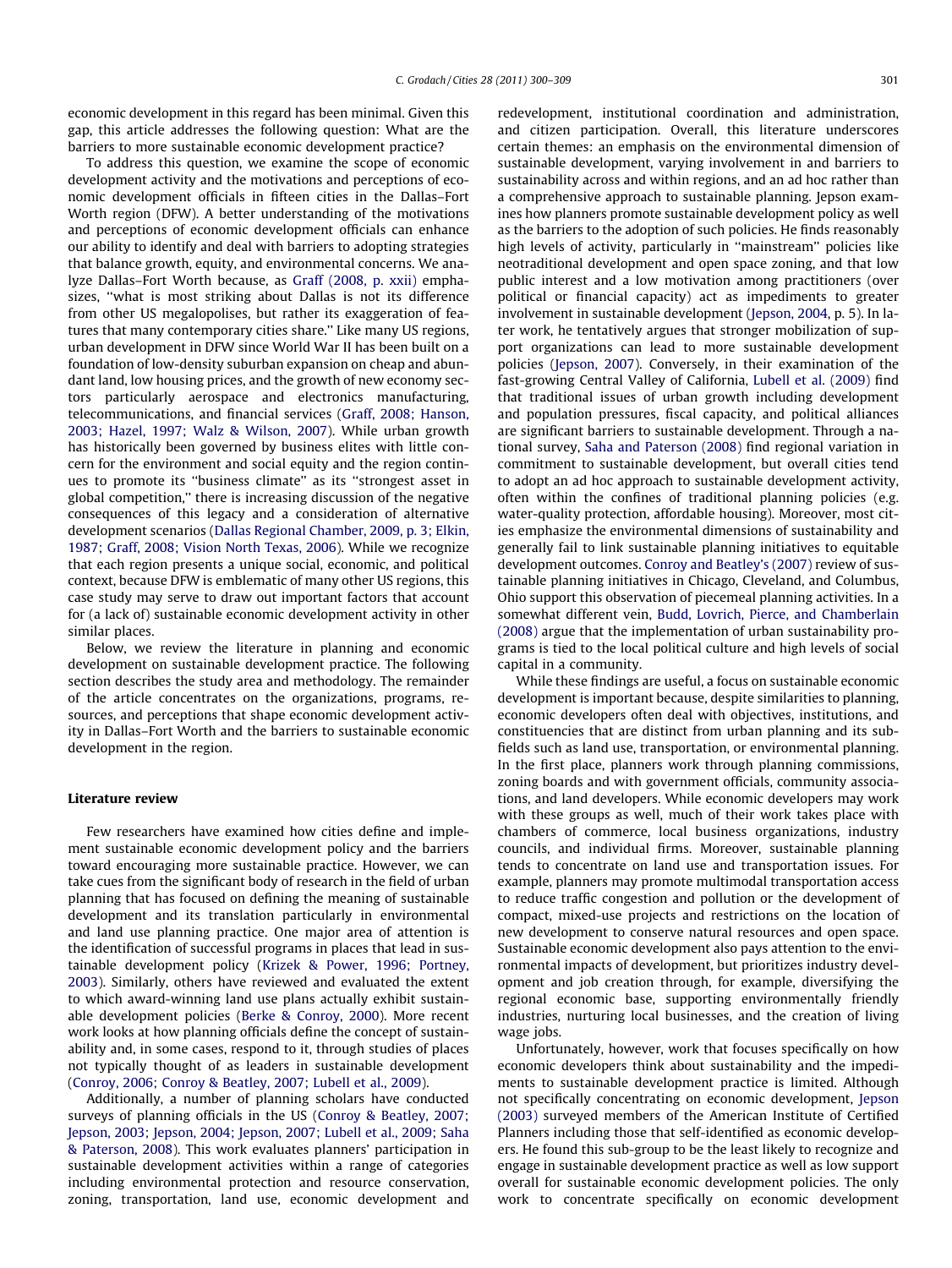economic development in this regard has been minimal. Given this gap, this article addresses the following question: What are the barriers to more sustainable economic development practice?

To address this question, we examine the scope of economic development activity and the motivations and perceptions of economic development officials in fifteen cities in the Dallas–Fort Worth region (DFW). A better understanding of the motivations and perceptions of economic development officials can enhance our ability to identify and deal with barriers to adopting strategies that balance growth, equity, and environmental concerns. We analyze Dallas–Fort Worth because, as Graff (2008, p. xxii) emphasizes, "what is most striking about Dallas is not its difference from other US megalopolises, but rather its exaggeration of features that many contemporary cities share." Like many US regions, urban development in DFW since World War II has been built on a foundation of low-density suburban expansion on cheap and abundant land, low housing prices, and the growth of new economy sectors particularly aerospace and electronics manufacturing, telecommunications, and financial services (Graff, 2008; Hanson, 2003; Hazel, 1997; Walz & Wilson, 2007). While urban growth has historically been governed by business elites with little concern for the environment and social equity and the region continues to promote its "business climate" as its "strongest asset in global competition," there is increasing discussion of the negative consequences of this legacy and a consideration of alternative development scenarios (Dallas Regional Chamber, 2009, p. 3; Elkin, 1987; Graff, 2008; Vision North Texas, 2006). While we recognize that each region presents a unique social, economic, and political context, because DFW is emblematic of many other US regions, this case study may serve to draw out important factors that account for (a lack of) sustainable economic development activity in other similar places.

Below, we review the literature in planning and economic development on sustainable development practice. The following section describes the study area and methodology. The remainder of the article concentrates on the organizations, programs, resources, and perceptions that shape economic development activity in Dallas–Fort Worth and the barriers to sustainable economic development in the region.

## Literature review

Few researchers have examined how cities define and implement sustainable economic development policy and the barriers toward encouraging more sustainable practice. However, we can take cues from the significant body of research in the field of urban planning that has focused on defining the meaning of sustainable development and its translation particularly in environmental and land use planning practice. One major area of attention is the identification of successful programs in places that lead in sustainable development policy (Krizek & Power, 1996; Portney, 2003). Similarly, others have reviewed and evaluated the extent to which award-winning land use plans actually exhibit sustainable development policies (Berke & Conroy, 2000). More recent work looks at how planning officials define the concept of sustainability and, in some cases, respond to it, through studies of places not typically thought of as leaders in sustainable development (Conroy, 2006; Conroy & Beatley, 2007; Lubell et al., 2009).

Additionally, a number of planning scholars have conducted surveys of planning officials in the US (Conroy & Beatley, 2007; Jepson, 2003; Jepson, 2004; Jepson, 2007; Lubell et al., 2009; Saha & Paterson, 2008). This work evaluates planners' participation in sustainable development activities within a range of categories including environmental protection and resource conservation, zoning, transportation, land use, economic development and redevelopment, institutional coordination and administration, and citizen participation. Overall, this literature underscores certain themes: an emphasis on the environmental dimension of sustainable development, varying involvement in and barriers to sustainability across and within regions, and an ad hoc rather than a comprehensive approach to sustainable planning. Jepson examines how planners promote sustainable development policy as well as the barriers to the adoption of such policies. He finds reasonably high levels of activity, particularly in "mainstream" policies like neotraditional development and open space zoning, and that low public interest and a low motivation among practitioners (over political or financial capacity) act as impediments to greater involvement in sustainable development (Jepson, 2004, p. 5). In later work, he tentatively argues that stronger mobilization of support organizations can lead to more sustainable development policies (Jepson, 2007). Conversely, in their examination of the fast-growing Central Valley of California, Lubell et al. (2009) find that traditional issues of urban growth including development and population pressures, fiscal capacity, and political alliances are significant barriers to sustainable development. Through a national survey, Saha and Paterson (2008) find regional variation in commitment to sustainable development, but overall cities tend to adopt an ad hoc approach to sustainable development activity, often within the confines of traditional planning policies (e.g. water-quality protection, affordable housing). Moreover, most cities emphasize the environmental dimensions of sustainability and generally fail to link sustainable planning initiatives to equitable development outcomes. Conroy and Beatley's (2007) review of sustainable planning initiatives in Chicago, Cleveland, and Columbus, Ohio support this observation of piecemeal planning activities. In a somewhat different vein, Budd, Lovrich, Pierce, and Chamberlain (2008) argue that the implementation of urban sustainability programs is tied to the local political culture and high levels of social capital in a community.

While these findings are useful, a focus on sustainable economic development is important because, despite similarities to planning, economic developers often deal with objectives, institutions, and constituencies that are distinct from urban planning and its subfields such as land use, transportation, or environmental planning. In the first place, planners work through planning commissions, zoning boards and with government officials, community associations, and land developers. While economic developers may work with these groups as well, much of their work takes place with chambers of commerce, local business organizations, industry councils, and individual firms. Moreover, sustainable planning tends to concentrate on land use and transportation issues. For example, planners may promote multimodal transportation access to reduce traffic congestion and pollution or the development of compact, mixed-use projects and restrictions on the location of new development to conserve natural resources and open space. Sustainable economic development also pays attention to the environmental impacts of development, but prioritizes industry development and job creation through, for example, diversifying the regional economic base, supporting environmentally friendly industries, nurturing local businesses, and the creation of living wage jobs.

Unfortunately, however, work that focuses specifically on how economic developers think about sustainability and the impediments to sustainable development practice is limited. Although not specifically concentrating on economic development, Jepson (2003) surveyed members of the American Institute of Certified Planners including those that self-identified as economic developers. He found this sub-group to be the least likely to recognize and engage in sustainable development practice as well as low support overall for sustainable economic development policies. The only work to concentrate specifically on economic development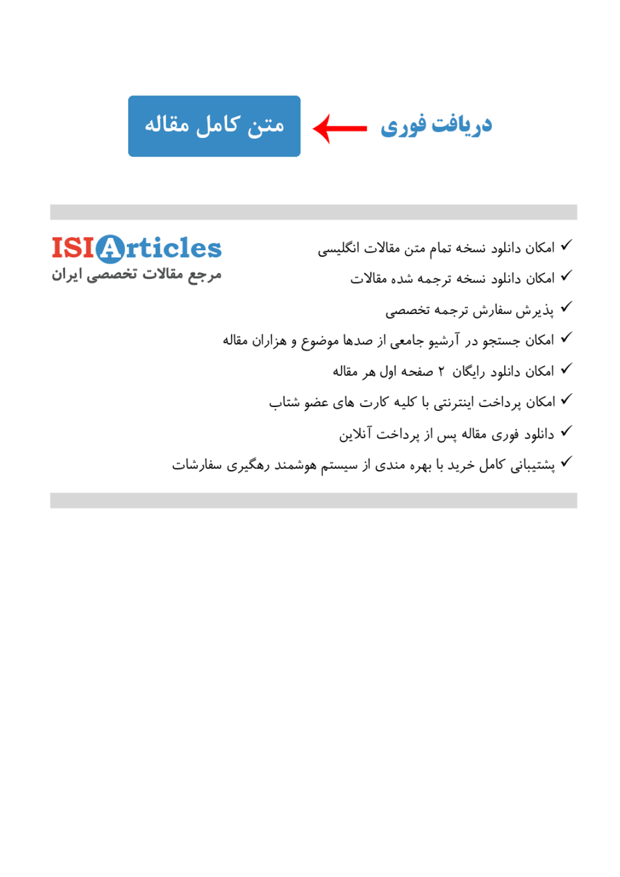دریافت فوری ← **متن کامل مقاله**

**ISIArticles**

مرجع مقالات تخصصی ایران

- ✓ امکان دانلود نسخه تمام متن مقالات انگلیسی
- ✓ امکان دانلود نسخه ترجمه شده مقالات
- ✓ پذیرش سفارش ترجمه تخصصی
- ✓ امکان جستجو در آرشیو جامعی از صدها موضوع و هزاران مقاله
- ✓ امکان دانلود رایگان ۲ صفحه اول هر مقاله
- ✓ امکان پرداخت اینترنتی با کلیه کارت های عضو شتاب
- ✓ دانلود فوری مقاله پس از پرداخت آنلاین
- ✓ پشتیبانی کامل خرید با بهره مندی از سیستم هوشمند رهگیری سفارشات